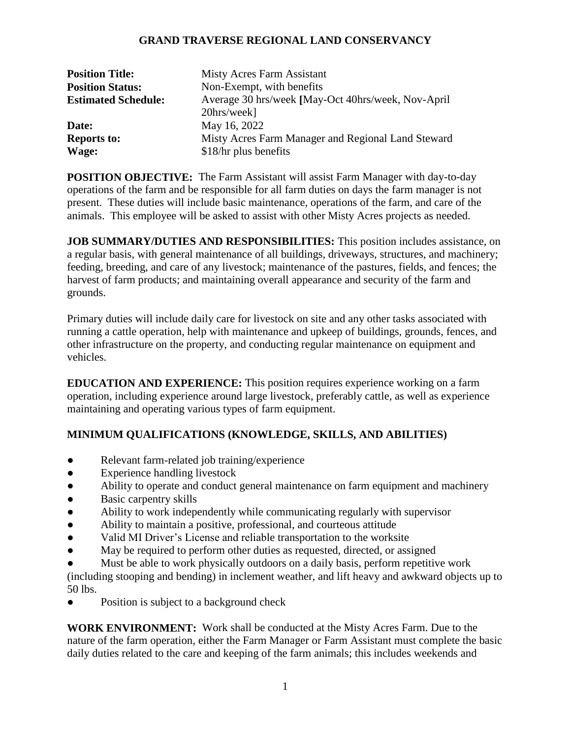# GRAND TRAVERSE REGIONAL LAND CONSERVANCY

| | |
|---|---|
| **Position Title:** | Misty Acres Farm Assistant |
| **Position Status:** | Non-Exempt, with benefits |
| **Estimated Schedule:** | Average 30 hrs/week **[**May-Oct 40hrs/week, Nov-April 20hrs/week] |
| **Date:** | May 16, 2022 |
| **Reports to:** | Misty Acres Farm Manager and Regional Land Steward |
| **Wage:** | $18/hr plus benefits |

**POSITION OBJECTIVE:** The Farm Assistant will assist Farm Manager with day-to-day operations of the farm and be responsible for all farm duties on days the farm manager is not present. These duties will include basic maintenance, operations of the farm, and care of the animals. This employee will be asked to assist with other Misty Acres projects as needed.

**JOB SUMMARY/DUTIES AND RESPONSIBILITIES:** This position includes assistance, on a regular basis, with general maintenance of all buildings, driveways, structures, and machinery; feeding, breeding, and care of any livestock; maintenance of the pastures, fields, and fences; the harvest of farm products; and maintaining overall appearance and security of the farm and grounds.

Primary duties will include daily care for livestock on site and any other tasks associated with running a cattle operation, help with maintenance and upkeep of buildings, grounds, fences, and other infrastructure on the property, and conducting regular maintenance on equipment and vehicles.

**EDUCATION AND EXPERIENCE:** This position requires experience working on a farm operation, including experience around large livestock, preferably cattle, as well as experience maintaining and operating various types of farm equipment.

## MINIMUM QUALIFICATIONS (KNOWLEDGE, SKILLS, AND ABILITIES)

- Relevant farm-related job training/experience
- Experience handling livestock
- Ability to operate and conduct general maintenance on farm equipment and machinery
- Basic carpentry skills
- Ability to work independently while communicating regularly with supervisor
- Ability to maintain a positive, professional, and courteous attitude
- Valid MI Driver's License and reliable transportation to the worksite
- May be required to perform other duties as requested, directed, or assigned
- Must be able to work physically outdoors on a daily basis, perform repetitive work (including stooping and bending) in inclement weather, and lift heavy and awkward objects up to 50 lbs.
- Position is subject to a background check

**WORK ENVIRONMENT:** Work shall be conducted at the Misty Acres Farm. Due to the nature of the farm operation, either the Farm Manager or Farm Assistant must complete the basic daily duties related to the care and keeping of the farm animals; this includes weekends and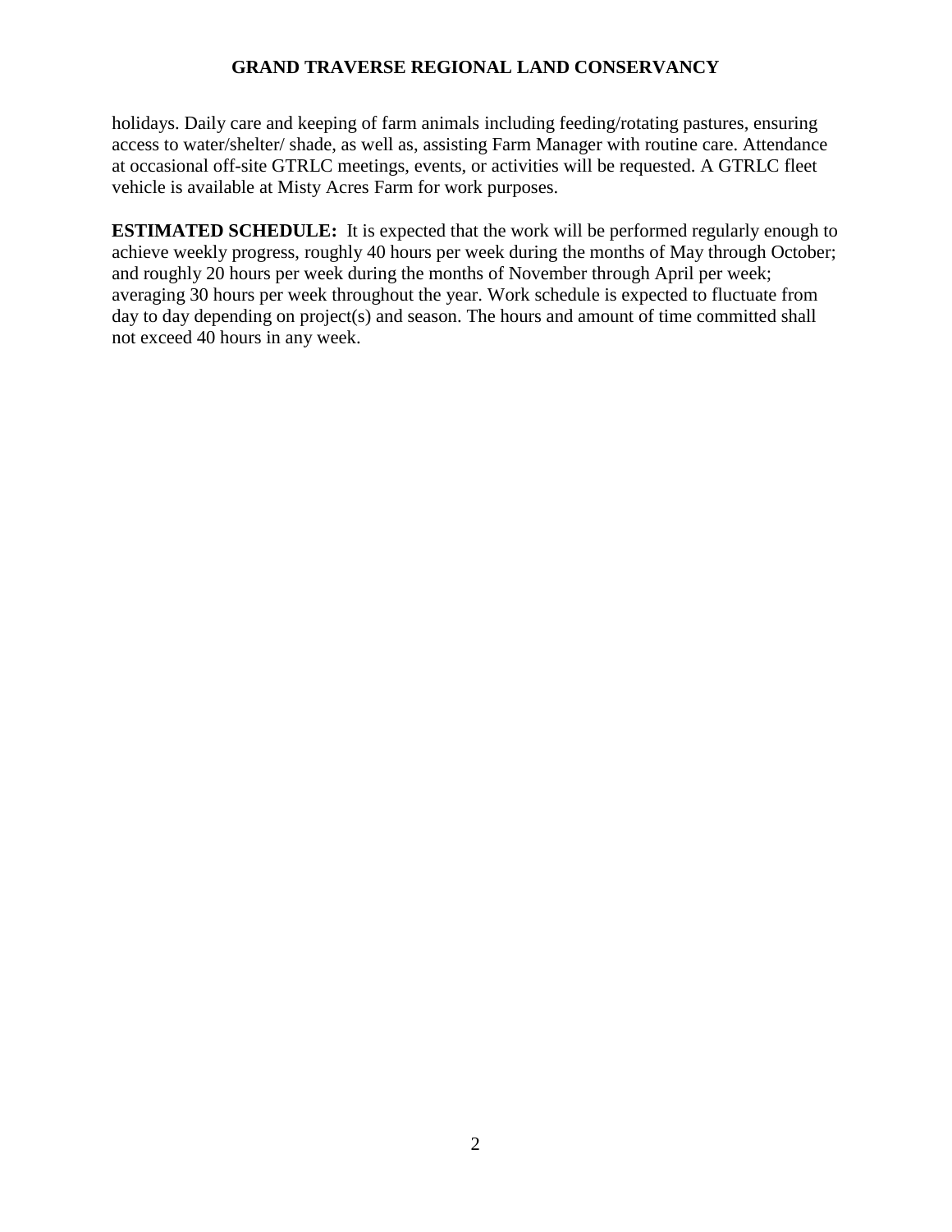holidays. Daily care and keeping of farm animals including feeding/rotating pastures, ensuring access to water/shelter/ shade, as well as, assisting Farm Manager with routine care. Attendance at occasional off-site GTRLC meetings, events, or activities will be requested. A GTRLC fleet vehicle is available at Misty Acres Farm for work purposes.

**ESTIMATED SCHEDULE:** It is expected that the work will be performed regularly enough to achieve weekly progress, roughly 40 hours per week during the months of May through October; and roughly 20 hours per week during the months of November through April per week; averaging 30 hours per week throughout the year. Work schedule is expected to fluctuate from day to day depending on project(s) and season. The hours and amount of time committed shall not exceed 40 hours in any week.